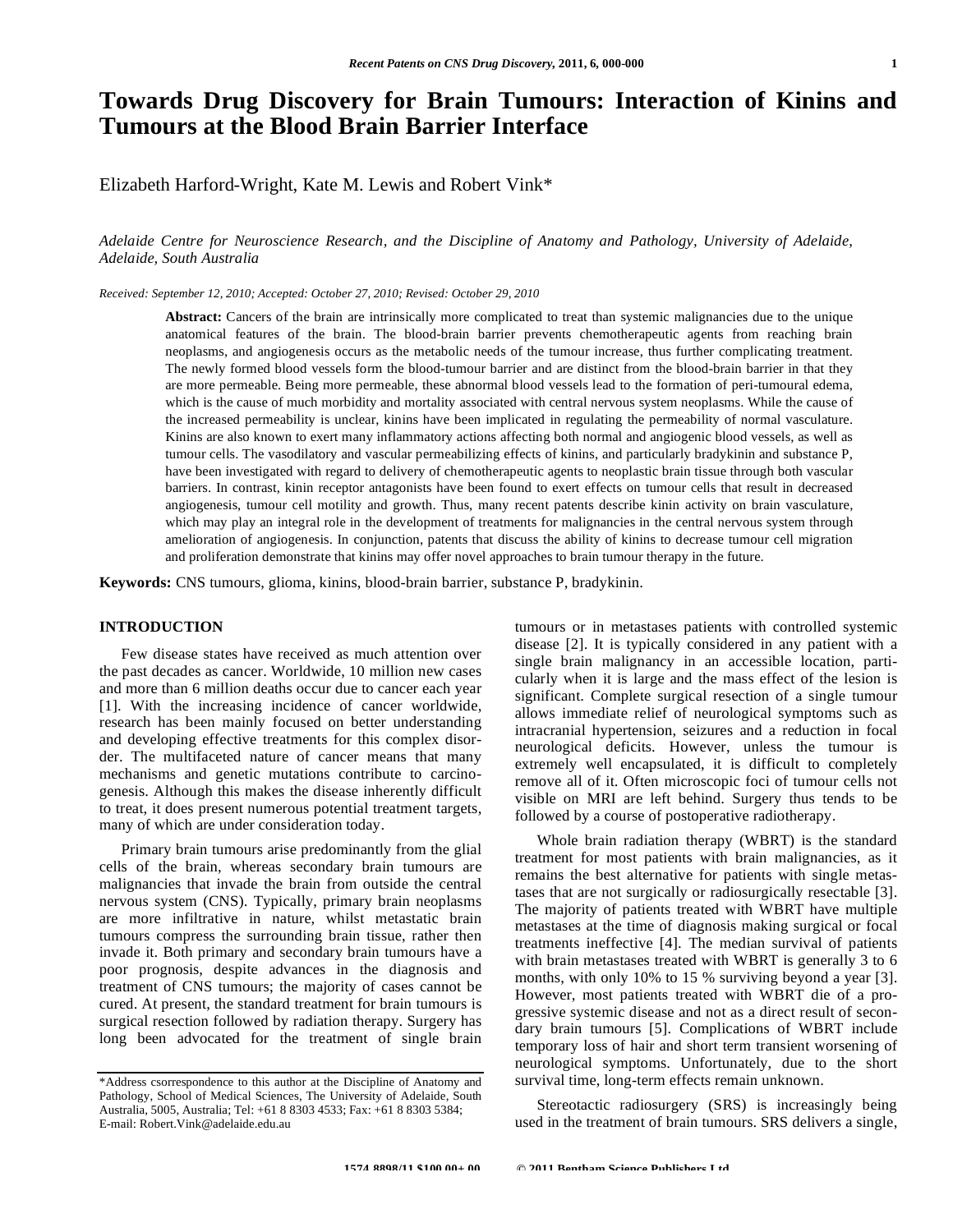# Towards Drug Discovery for Brain Tumours: Interaction of Kinins and Tumours at the Blood Brain Barrier Interface

Elizabeth Harford-Wright, Kate M. Lewis and Robert Vink*

*Adelaide Centre for Neuroscience Research, and the Discipline of Anatomy and Pathology, University of Adelaide, Adelaide, South Australia*

*Received: September 12, 2010; Accepted: October 27, 2010; Revised: October 29, 2010*

**Abstract:** Cancers of the brain are intrinsically more complicated to treat than systemic malignancies due to the unique anatomical features of the brain. The blood-brain barrier prevents chemotherapeutic agents from reaching brain neoplasms, and angiogenesis occurs as the metabolic needs of the tumour increase, thus further complicating treatment. The newly formed blood vessels form the blood-tumour barrier and are distinct from the blood-brain barrier in that they are more permeable. Being more permeable, these abnormal blood vessels lead to the formation of peri-tumoural edema, which is the cause of much morbidity and mortality associated with central nervous system neoplasms. While the cause of the increased permeability is unclear, kinins have been implicated in regulating the permeability of normal vasculature. Kinins are also known to exert many inflammatory actions affecting both normal and angiogenic blood vessels, as well as tumour cells. The vasodilatory and vascular permeabilizing effects of kinins, and particularly bradykinin and substance P, have been investigated with regard to delivery of chemotherapeutic agents to neoplastic brain tissue through both vascular barriers. In contrast, kinin receptor antagonists have been found to exert effects on tumour cells that result in decreased angiogenesis, tumour cell motility and growth. Thus, many recent patents describe kinin activity on brain vasculature, which may play an integral role in the development of treatments for malignancies in the central nervous system through amelioration of angiogenesis. In conjunction, patents that discuss the ability of kinins to decrease tumour cell migration and proliferation demonstrate that kinins may offer novel approaches to brain tumour therapy in the future.

**Keywords:** CNS tumours, glioma, kinins, blood-brain barrier, substance P, bradykinin.

## INTRODUCTION

Few disease states have received as much attention over the past decades as cancer. Worldwide, 10 million new cases and more than 6 million deaths occur due to cancer each year [1]. With the increasing incidence of cancer worldwide, research has been mainly focused on better understanding and developing effective treatments for this complex disorder. The multifaceted nature of cancer means that many mechanisms and genetic mutations contribute to carcinogenesis. Although this makes the disease inherently difficult to treat, it does present numerous potential treatment targets, many of which are under consideration today.

Primary brain tumours arise predominantly from the glial cells of the brain, whereas secondary brain tumours are malignancies that invade the brain from outside the central nervous system (CNS). Typically, primary brain neoplasms are more infiltrative in nature, whilst metastatic brain tumours compress the surrounding brain tissue, rather then invade it. Both primary and secondary brain tumours have a poor prognosis, despite advances in the diagnosis and treatment of CNS tumours; the majority of cases cannot be cured. At present, the standard treatment for brain tumours is surgical resection followed by radiation therapy. Surgery has long been advocated for the treatment of single brain tumours or in metastases patients with controlled systemic disease [2]. It is typically considered in any patient with a single brain malignancy in an accessible location, particularly when it is large and the mass effect of the lesion is significant. Complete surgical resection of a single tumour allows immediate relief of neurological symptoms such as intracranial hypertension, seizures and a reduction in focal neurological deficits. However, unless the tumour is extremely well encapsulated, it is difficult to completely remove all of it. Often microscopic foci of tumour cells not visible on MRI are left behind. Surgery thus tends to be followed by a course of postoperative radiotherapy.

Whole brain radiation therapy (WBRT) is the standard treatment for most patients with brain malignancies, as it remains the best alternative for patients with single metastases that are not surgically or radiosurgically resectable [3]. The majority of patients treated with WBRT have multiple metastases at the time of diagnosis making surgical or focal treatments ineffective [4]. The median survival of patients with brain metastases treated with WBRT is generally 3 to 6 months, with only 10% to 15 % surviving beyond a year [3]. However, most patients treated with WBRT die of a progressive systemic disease and not as a direct result of secondary brain tumours [5]. Complications of WBRT include temporary loss of hair and short term transient worsening of neurological symptoms. Unfortunately, due to the short survival time, long-term effects remain unknown.

Stereotactic radiosurgery (SRS) is increasingly being used in the treatment of brain tumours. SRS delivers a single,

*Address csorrespondence to this author at the Discipline of Anatomy and Pathology, School of Medical Sciences, The University of Adelaide, South Australia, 5005, Australia; Tel: +61 8 8303 4533; Fax: +61 8 8303 5384; E-mail: Robert.Vink@adelaide.edu.au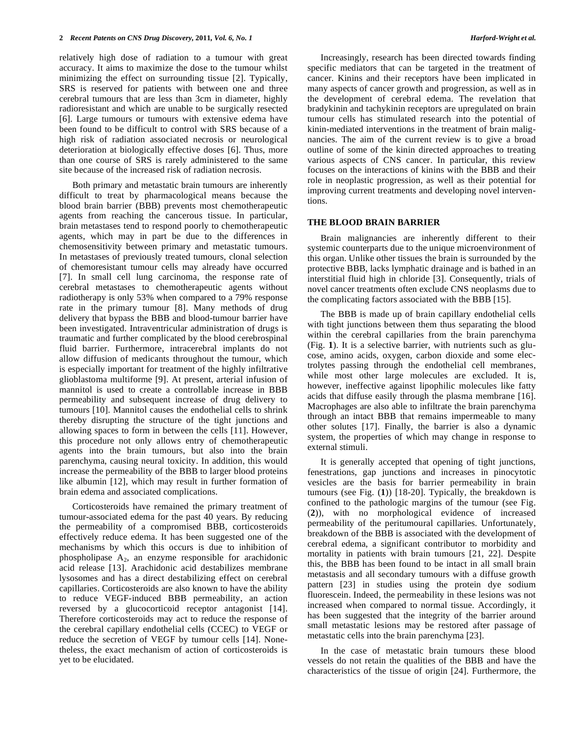relatively high dose of radiation to a tumour with great accuracy. It aims to maximize the dose to the tumour whilst minimizing the effect on surrounding tissue [2]. Typically, SRS is reserved for patients with between one and three cerebral tumours that are less than 3cm in diameter, highly radioresistant and which are unable to be surgically resected [6]. Large tumours or tumours with extensive edema have been found to be difficult to control with SRS because of a high risk of radiation associated necrosis or neurological deterioration at biologically effective doses [6]. Thus, more than one course of SRS is rarely administered to the same site because of the increased risk of radiation necrosis.

Both primary and metastatic brain tumours are inherently difficult to treat by pharmacological means because the blood brain barrier (BBB) prevents most chemotherapeutic agents from reaching the cancerous tissue. In particular, brain metastases tend to respond poorly to chemotherapeutic agents, which may in part be due to the differences in chemosensitivity between primary and metastatic tumours. In metastases of previously treated tumours, clonal selection of chemoresistant tumour cells may already have occurred [7]. In small cell lung carcinoma, the response rate of cerebral metastases to chemotherapeutic agents without radiotherapy is only 53% when compared to a 79% response rate in the primary tumour [8]. Many methods of drug delivery that bypass the BBB and blood-tumour barrier have been investigated. Intraventricular administration of drugs is traumatic and further complicated by the blood cerebrospinal fluid barrier. Furthermore, intracerebral implants do not allow diffusion of medicants throughout the tumour, which is especially important for treatment of the highly infiltrative glioblastoma multiforme [9]. At present, arterial infusion of mannitol is used to create a controllable increase in BBB permeability and subsequent increase of drug delivery to tumours [10]. Mannitol causes the endothelial cells to shrink thereby disrupting the structure of the tight junctions and allowing spaces to form in between the cells [11]. However, this procedure not only allows entry of chemotherapeutic agents into the brain tumours, but also into the brain parenchyma, causing neural toxicity. In addition, this would increase the permeability of the BBB to larger blood proteins like albumin [12], which may result in further formation of brain edema and associated complications.

Corticosteroids have remained the primary treatment of tumour-associated edema for the past 40 years. By reducing the permeability of a compromised BBB, corticosteroids effectively reduce edema. It has been suggested one of the mechanisms by which this occurs is due to inhibition of phospholipase $A_2$, an enzyme responsible for arachidonic acid release [13]. Arachidonic acid destabilizes membrane lysosomes and has a direct destabilizing effect on cerebral capillaries. Corticosteroids are also known to have the ability to reduce VEGF-induced BBB permeability, an action reversed by a glucocorticoid receptor antagonist [14]. Therefore corticosteroids may act to reduce the response of the cerebral capillary endothelial cells (CCEC) to VEGF or reduce the secretion of VEGF by tumour cells [14]. Nonetheless, the exact mechanism of action of corticosteroids is yet to be elucidated.

Increasingly, research has been directed towards finding specific mediators that can be targeted in the treatment of cancer. Kinins and their receptors have been implicated in many aspects of cancer growth and progression, as well as in the development of cerebral edema. The revelation that bradykinin and tachykinin receptors are upregulated on brain tumour cells has stimulated research into the potential of kinin-mediated interventions in the treatment of brain malignancies. The aim of the current review is to give a broad outline of some of the kinin directed approaches to treating various aspects of CNS cancer. In particular, this review focuses on the interactions of kinins with the BBB and their role in neoplastic progression, as well as their potential for improving current treatments and developing novel interventions.

## THE BLOOD BRAIN BARRIER

Brain malignancies are inherently different to their systemic counterparts due to the unique microenvironment of this organ. Unlike other tissues the brain is surrounded by the protective BBB, lacks lymphatic drainage and is bathed in an interstitial fluid high in chloride [3]. Consequently, trials of novel cancer treatments often exclude CNS neoplasms due to the complicating factors associated with the BBB [15].

The BBB is made up of brain capillary endothelial cells with tight junctions between them thus separating the blood within the cerebral capillaries from the brain parenchyma (Fig. **1**). It is a selective barrier, with nutrients such as glucose, amino acids, oxygen, carbon dioxide and some electrolytes passing through the endothelial cell membranes, while most other large molecules are excluded. It is, however, ineffective against lipophilic molecules like fatty acids that diffuse easily through the plasma membrane [16]. Macrophages are also able to infiltrate the brain parenchyma through an intact BBB that remains impermeable to many other solutes [17]. Finally, the barrier is also a dynamic system, the properties of which may change in response to external stimuli.

It is generally accepted that opening of tight junctions, fenestrations, gap junctions and increases in pinocytotic vesicles are the basis for barrier permeability in brain tumours (see Fig. (**1**)) [18-20]. Typically, the breakdown is confined to the pathologic margins of the tumour (see Fig. (**2**)), with no morphological evidence of increased permeability of the peritumoural capillaries. Unfortunately, breakdown of the BBB is associated with the development of cerebral edema, a significant contributor to morbidity and mortality in patients with brain tumours [21, 22]. Despite this, the BBB has been found to be intact in all small brain metastasis and all secondary tumours with a diffuse growth pattern [23] in studies using the protein dye sodium fluorescein. Indeed, the permeability in these lesions was not increased when compared to normal tissue. Accordingly, it has been suggested that the integrity of the barrier around small metastatic lesions may be restored after passage of metastatic cells into the brain parenchyma [23].

In the case of metastatic brain tumours these blood vessels do not retain the qualities of the BBB and have the characteristics of the tissue of origin [24]. Furthermore, the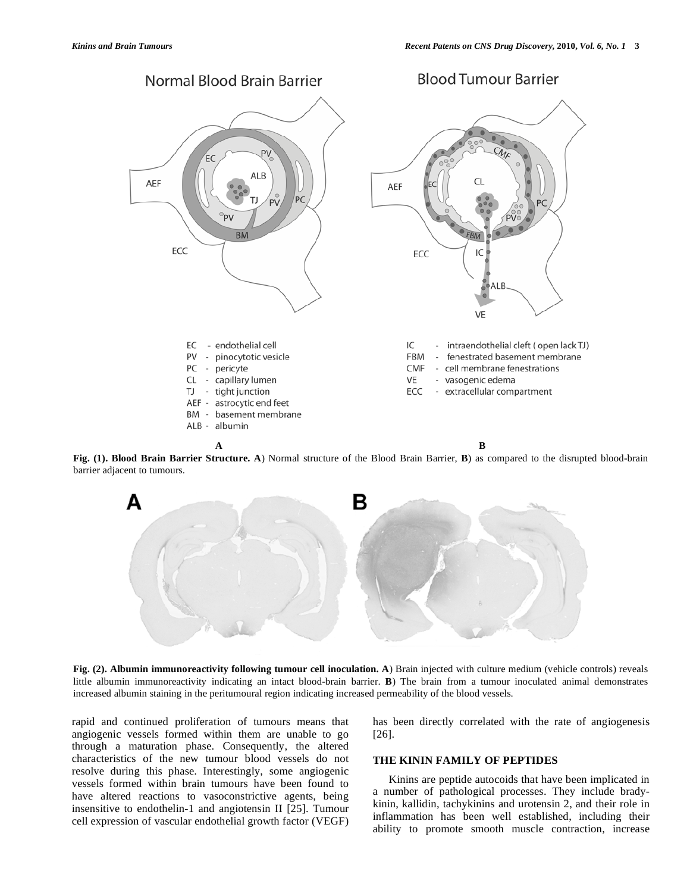Normal Blood Brain Barrier

Blood Tumour Barrier

EC - endothelial cell
PV - pinocytotic vesicle
PC - pericyte
CL - capillary lumen
TJ - tight junction
AEF - astrocytic end feet
BM - basement membrane
ALB - albumin

IC - intraendothelial cleft ( open lack TJ)
FBM - fenestrated basement membrane
CMF - cell membrane fenestrations
VE - vasogenic edema
ECC - extracellular compartment

**Fig. (1). Blood Brain Barrier Structure. A**) Normal structure of the Blood Brain Barrier, **B**) as compared to the disrupted blood-brain barrier adjacent to tumours.

**Fig. (2). Albumin immunoreactivity following tumour cell inoculation. A**) Brain injected with culture medium (vehicle controls) reveals little albumin immunoreactivity indicating an intact blood-brain barrier. **B**) The brain from a tumour inoculated animal demonstrates increased albumin staining in the peritumoural region indicating increased permeability of the blood vessels.

rapid and continued proliferation of tumours means that angiogenic vessels formed within them are unable to go through a maturation phase. Consequently, the altered characteristics of the new tumour blood vessels do not resolve during this phase. Interestingly, some angiogenic vessels formed within brain tumours have been found to have altered reactions to vasoconstrictive agents, being insensitive to endothelin-1 and angiotensin II [25]. Tumour cell expression of vascular endothelial growth factor (VEGF) has been directly correlated with the rate of angiogenesis [26].

## THE KININ FAMILY OF PEPTIDES

Kinins are peptide autocoids that have been implicated in a number of pathological processes. They include bradykinin, kallidin, tachykinins and urotensin 2, and their role in inflammation has been well established, including their ability to promote smooth muscle contraction, increase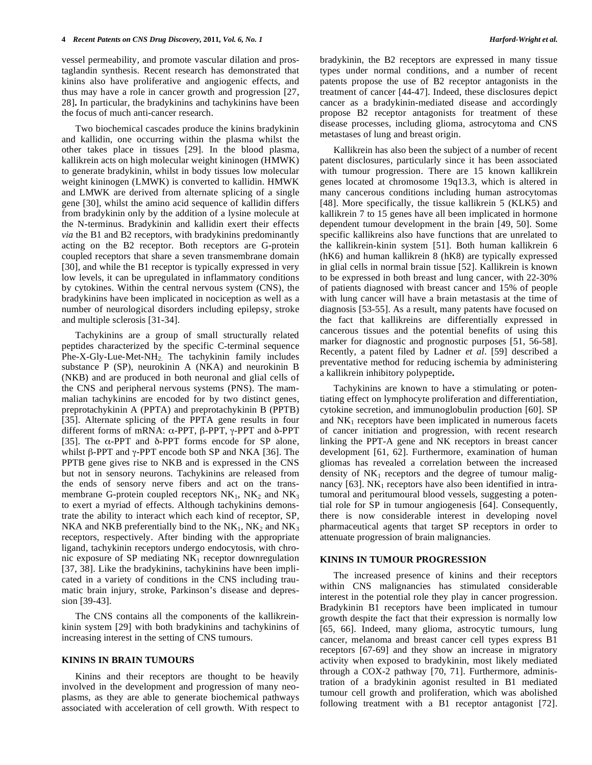vessel permeability, and promote vascular dilation and prostaglandin synthesis. Recent research has demonstrated that kinins also have proliferative and angiogenic effects, and thus may have a role in cancer growth and progression [27, 28]**.** In particular, the bradykinins and tachykinins have been the focus of much anti-cancer research.

Two biochemical cascades produce the kinins bradykinin and kallidin, one occurring within the plasma whilst the other takes place in tissues [29]. In the blood plasma, kallikrein acts on high molecular weight kininogen (HMWK) to generate bradykinin, whilst in body tissues low molecular weight kininogen (LMWK) is converted to kallidin. HMWK and LMWK are derived from alternate splicing of a single gene [30], whilst the amino acid sequence of kallidin differs from bradykinin only by the addition of a lysine molecule at the N-terminus. Bradykinin and kallidin exert their effects *via* the B1 and B2 receptors, with bradykinins predominantly acting on the B2 receptor. Both receptors are G-protein coupled receptors that share a seven transmembrane domain [30], and while the B1 receptor is typically expressed in very low levels, it can be upregulated in inflammatory conditions by cytokines. Within the central nervous system (CNS), the bradykinins have been implicated in nociception as well as a number of neurological disorders including epilepsy, stroke and multiple sclerosis [31-34].

Tachykinins are a group of small structurally related peptides characterized by the specific C-terminal sequence Phe-X-Gly-Lue-Met-$NH_2$. The tachykinin family includes substance P (SP), neurokinin A (NKA) and neurokinin B (NKB) and are produced in both neuronal and glial cells of the CNS and peripheral nervous systems (PNS). The mammalian tachykinins are encoded for by two distinct genes, preprotachykinin A (PPTA) and preprotachykinin B (PPTB) [35]. Alternate splicing of the PPTA gene results in four different forms of mRNA: α-PPT, β-PPT, γ-PPT and δ-PPT [35]. The α-PPT and δ-PPT forms encode for SP alone, whilst β-PPT and γ-PPT encode both SP and NKA [36]. The PPTB gene gives rise to NKB and is expressed in the CNS but not in sensory neurons. Tachykinins are released from the ends of sensory nerve fibers and act on the transmembrane G-protein coupled receptors $NK_1$, $NK_2$ and $NK_3$ to exert a myriad of effects. Although tachykinins demonstrate the ability to interact which each kind of receptor, SP, NKA and NKB preferentially bind to the $NK_1$, $NK_2$ and $NK_3$ receptors, respectively. After binding with the appropriate ligand, tachykinin receptors undergo endocytosis, with chronic exposure of SP mediating $NK_1$ receptor downregulation [37, 38]. Like the bradykinins, tachykinins have been implicated in a variety of conditions in the CNS including traumatic brain injury, stroke, Parkinson's disease and depression [39-43].

The CNS contains all the components of the kallikrein-kinin system [29] with both bradykinins and tachykinins of increasing interest in the setting of CNS tumours.

## KININS IN BRAIN TUMOURS

Kinins and their receptors are thought to be heavily involved in the development and progression of many neoplasms, as they are able to generate biochemical pathways associated with acceleration of cell growth. With respect to bradykinin, the B2 receptors are expressed in many tissue types under normal conditions, and a number of recent patents propose the use of B2 receptor antagonists in the treatment of cancer [44-47]. Indeed, these disclosures depict cancer as a bradykinin-mediated disease and accordingly propose B2 receptor antagonists for treatment of these disease processes, including glioma, astrocytoma and CNS metastases of lung and breast origin.

Kallikrein has also been the subject of a number of recent patent disclosures, particularly since it has been associated with tumour progression. There are 15 known kallikrein genes located at chromosome 19q13.3, which is altered in many cancerous conditions including human astrocytomas [48]. More specifically, the tissue kallikrein 5 (KLK5) and kallikrein 7 to 15 genes have all been implicated in hormone dependent tumour development in the brain [49, 50]. Some specific kallikreins also have functions that are unrelated to the kallikrein-kinin system [51]. Both human kallikrein 6 (hK6) and human kallikrein 8 (hK8) are typically expressed in glial cells in normal brain tissue [52]. Kallikrein is known to be expressed in both breast and lung cancer, with 22-30% of patients diagnosed with breast cancer and 15% of people with lung cancer will have a brain metastasis at the time of diagnosis [53-55]. As a result, many patents have focused on the fact that kallikreins are differentially expressed in cancerous tissues and the potential benefits of using this marker for diagnostic and prognostic purposes [51, 56-58]. Recently, a patent filed by Ladner *et al*. [59] described a preventative method for reducing ischemia by administering a kallikrein inhibitory polypeptide**.**

Tachykinins are known to have a stimulating or potentiating effect on lymphocyte proliferation and differentiation, cytokine secretion, and immunoglobulin production [60]. SP and $NK_1$ receptors have been implicated in numerous facets of cancer initiation and progression, with recent research linking the PPT-A gene and NK receptors in breast cancer development [61, 62]. Furthermore, examination of human gliomas has revealed a correlation between the increased density of $NK_1$ receptors and the degree of tumour malignancy [63]. $NK_1$ receptors have also been identified in intratumoral and peritumoural blood vessels, suggesting a potential role for SP in tumour angiogenesis [64]. Consequently, there is now considerable interest in developing novel pharmaceutical agents that target SP receptors in order to attenuate progression of brain malignancies.

## KININS IN TUMOUR PROGRESSION

The increased presence of kinins and their receptors within CNS malignancies has stimulated considerable interest in the potential role they play in cancer progression. Bradykinin B1 receptors have been implicated in tumour growth despite the fact that their expression is normally low [65, 66]. Indeed, many glioma, astrocytic tumours, lung cancer, melanoma and breast cancer cell types express B1 receptors [67-69] and they show an increase in migratory activity when exposed to bradykinin, most likely mediated through a COX-2 pathway [70, 71]. Furthermore, administration of a bradykinin agonist resulted in B1 mediated tumour cell growth and proliferation, which was abolished following treatment with a B1 receptor antagonist [72].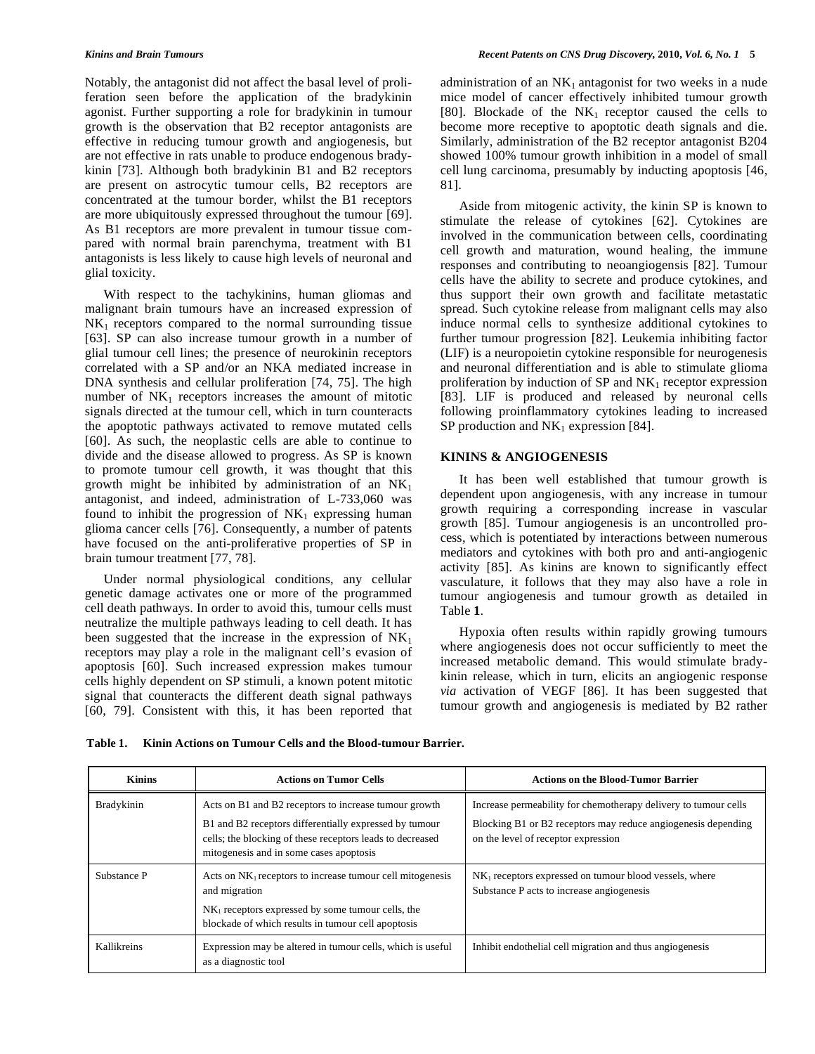Notably, the antagonist did not affect the basal level of proliferation seen before the application of the bradykinin agonist. Further supporting a role for bradykinin in tumour growth is the observation that B2 receptor antagonists are effective in reducing tumour growth and angiogenesis, but are not effective in rats unable to produce endogenous bradykinin [73]. Although both bradykinin B1 and B2 receptors are present on astrocytic tumour cells, B2 receptors are concentrated at the tumour border, whilst the B1 receptors are more ubiquitously expressed throughout the tumour [69]. As B1 receptors are more prevalent in tumour tissue compared with normal brain parenchyma, treatment with B1 antagonists is less likely to cause high levels of neuronal and glial toxicity.

With respect to the tachykinins, human gliomas and malignant brain tumours have an increased expression of $NK_1$ receptors compared to the normal surrounding tissue [63]. SP can also increase tumour growth in a number of glial tumour cell lines; the presence of neurokinin receptors correlated with a SP and/or an NKA mediated increase in DNA synthesis and cellular proliferation [74, 75]. The high number of $NK_1$ receptors increases the amount of mitotic signals directed at the tumour cell, which in turn counteracts the apoptotic pathways activated to remove mutated cells [60]. As such, the neoplastic cells are able to continue to divide and the disease allowed to progress. As SP is known to promote tumour cell growth, it was thought that this growth might be inhibited by administration of an $NK_1$ antagonist, and indeed, administration of L-733,060 was found to inhibit the progression of $NK_1$ expressing human glioma cancer cells [76]. Consequently, a number of patents have focused on the anti-proliferative properties of SP in brain tumour treatment [77, 78].

Under normal physiological conditions, any cellular genetic damage activates one or more of the programmed cell death pathways. In order to avoid this, tumour cells must neutralize the multiple pathways leading to cell death. It has been suggested that the increase in the expression of $NK_1$ receptors may play a role in the malignant cell's evasion of apoptosis [60]. Such increased expression makes tumour cells highly dependent on SP stimuli, a known potent mitotic signal that counteracts the different death signal pathways [60, 79]. Consistent with this, it has been reported that administration of an $NK_1$ antagonist for two weeks in a nude mice model of cancer effectively inhibited tumour growth [80]. Blockade of the $NK_1$ receptor caused the cells to become more receptive to apoptotic death signals and die. Similarly, administration of the B2 receptor antagonist B204 showed 100% tumour growth inhibition in a model of small cell lung carcinoma, presumably by inducting apoptosis [46, 81].

Aside from mitogenic activity, the kinin SP is known to stimulate the release of cytokines [62]. Cytokines are involved in the communication between cells, coordinating cell growth and maturation, wound healing, the immune responses and contributing to neoangiogensis [82]. Tumour cells have the ability to secrete and produce cytokines, and thus support their own growth and facilitate metastatic spread. Such cytokine release from malignant cells may also induce normal cells to synthesize additional cytokines to further tumour progression [82]. Leukemia inhibiting factor (LIF) is a neuropoietin cytokine responsible for neurogenesis and neuronal differentiation and is able to stimulate glioma proliferation by induction of SP and $NK_1$ receptor expression [83]. LIF is produced and released by neuronal cells following proinflammatory cytokines leading to increased SP production and $NK_1$ expression [84].

## KININS & ANGIOGENESIS

It has been well established that tumour growth is dependent upon angiogenesis, with any increase in tumour growth requiring a corresponding increase in vascular growth [85]. Tumour angiogenesis is an uncontrolled process, which is potentiated by interactions between numerous mediators and cytokines with both pro and anti-angiogenic activity [85]. As kinins are known to significantly effect vasculature, it follows that they may also have a role in tumour angiogenesis and tumour growth as detailed in Table **1**.

Hypoxia often results within rapidly growing tumours where angiogenesis does not occur sufficiently to meet the increased metabolic demand. This would stimulate bradykinin release, which in turn, elicits an angiogenic response *via* activation of VEGF [86]. It has been suggested that tumour growth and angiogenesis is mediated by B2 rather

**Table 1. Kinin Actions on Tumour Cells and the Blood-tumour Barrier.**

| Kinins | Actions on Tumor Cells | Actions on the Blood-Tumor Barrier |
|---|---|---|
| Bradykinin | Acts on B1 and B2 receptors to increase tumour growth<br>B1 and B2 receptors differentially expressed by tumour cells; the blocking of these receptors leads to decreased mitogenesis and in some cases apoptosis | Increase permeability for chemotherapy delivery to tumour cells<br>Blocking B1 or B2 receptors may reduce angiogenesis depending on the level of receptor expression |
| Substance P | Acts on $NK_1$ receptors to increase tumour cell mitogenesis and migration<br>$NK_1$ receptors expressed by some tumour cells, the blockade of which results in tumour cell apoptosis | $NK_1$ receptors expressed on tumour blood vessels, where Substance P acts to increase angiogenesis |
| Kallikreins | Expression may be altered in tumour cells, which is useful as a diagnostic tool | Inhibit endothelial cell migration and thus angiogenesis |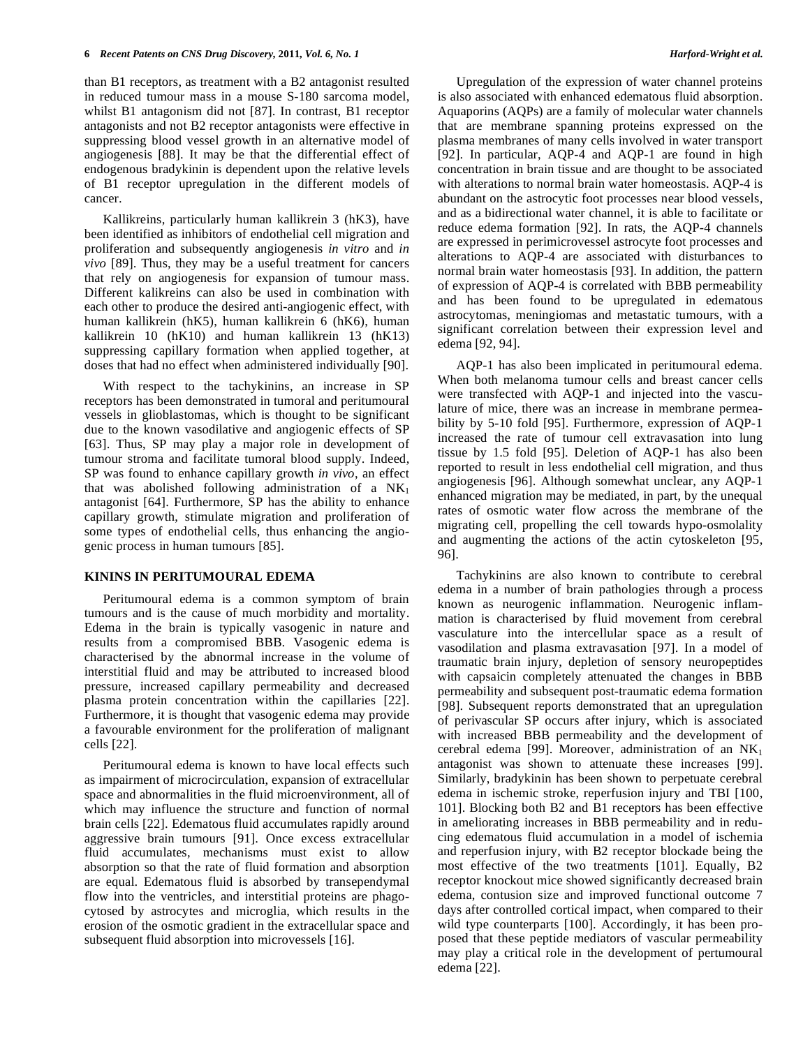than B1 receptors, as treatment with a B2 antagonist resulted in reduced tumour mass in a mouse S-180 sarcoma model, whilst B1 antagonism did not [87]. In contrast, B1 receptor antagonists and not B2 receptor antagonists were effective in suppressing blood vessel growth in an alternative model of angiogenesis [88]. It may be that the differential effect of endogenous bradykinin is dependent upon the relative levels of B1 receptor upregulation in the different models of cancer.

Kallikreins, particularly human kallikrein 3 (hK3), have been identified as inhibitors of endothelial cell migration and proliferation and subsequently angiogenesis *in vitro* and *in vivo* [89]. Thus, they may be a useful treatment for cancers that rely on angiogenesis for expansion of tumour mass. Different kalikreins can also be used in combination with each other to produce the desired anti-angiogenic effect, with human kallikrein (hK5), human kallikrein 6 (hK6), human kallikrein 10 (hK10) and human kallikrein 13 (hK13) suppressing capillary formation when applied together, at doses that had no effect when administered individually [90].

With respect to the tachykinins, an increase in SP receptors has been demonstrated in tumoral and peritumoural vessels in glioblastomas, which is thought to be significant due to the known vasodilative and angiogenic effects of SP [63]. Thus, SP may play a major role in development of tumour stroma and facilitate tumoral blood supply. Indeed, SP was found to enhance capillary growth *in vivo*, an effect that was abolished following administration of a $NK_1$ antagonist [64]. Furthermore, SP has the ability to enhance capillary growth, stimulate migration and proliferation of some types of endothelial cells, thus enhancing the angiogenic process in human tumours [85].

## KININS IN PERITUMOURAL EDEMA

Peritumoural edema is a common symptom of brain tumours and is the cause of much morbidity and mortality. Edema in the brain is typically vasogenic in nature and results from a compromised BBB. Vasogenic edema is characterised by the abnormal increase in the volume of interstitial fluid and may be attributed to increased blood pressure, increased capillary permeability and decreased plasma protein concentration within the capillaries [22]. Furthermore, it is thought that vasogenic edema may provide a favourable environment for the proliferation of malignant cells [22].

Peritumoural edema is known to have local effects such as impairment of microcirculation, expansion of extracellular space and abnormalities in the fluid microenvironment, all of which may influence the structure and function of normal brain cells [22]. Edematous fluid accumulates rapidly around aggressive brain tumours [91]. Once excess extracellular fluid accumulates, mechanisms must exist to allow absorption so that the rate of fluid formation and absorption are equal. Edematous fluid is absorbed by transependymal flow into the ventricles, and interstitial proteins are phagocytosed by astrocytes and microglia, which results in the erosion of the osmotic gradient in the extracellular space and subsequent fluid absorption into microvessels [16].

Upregulation of the expression of water channel proteins is also associated with enhanced edematous fluid absorption. Aquaporins (AQPs) are a family of molecular water channels that are membrane spanning proteins expressed on the plasma membranes of many cells involved in water transport [92]. In particular, AQP-4 and AQP-1 are found in high concentration in brain tissue and are thought to be associated with alterations to normal brain water homeostasis. AQP-4 is abundant on the astrocytic foot processes near blood vessels, and as a bidirectional water channel, it is able to facilitate or reduce edema formation [92]. In rats, the AQP-4 channels are expressed in perimicrovessel astrocyte foot processes and alterations to AQP-4 are associated with disturbances to normal brain water homeostasis [93]. In addition, the pattern of expression of AQP-4 is correlated with BBB permeability and has been found to be upregulated in edematous astrocytomas, meningiomas and metastatic tumours, with a significant correlation between their expression level and edema [92, 94].

AQP-1 has also been implicated in peritumoural edema. When both melanoma tumour cells and breast cancer cells were transfected with AQP-1 and injected into the vasculature of mice, there was an increase in membrane permeability by 5-10 fold [95]. Furthermore, expression of AQP-1 increased the rate of tumour cell extravasation into lung tissue by 1.5 fold [95]. Deletion of AQP-1 has also been reported to result in less endothelial cell migration, and thus angiogenesis [96]. Although somewhat unclear, any AQP-1 enhanced migration may be mediated, in part, by the unequal rates of osmotic water flow across the membrane of the migrating cell, propelling the cell towards hypo-osmolality and augmenting the actions of the actin cytoskeleton [95, 96].

Tachykinins are also known to contribute to cerebral edema in a number of brain pathologies through a process known as neurogenic inflammation. Neurogenic inflammation is characterised by fluid movement from cerebral vasculature into the intercellular space as a result of vasodilation and plasma extravasation [97]. In a model of traumatic brain injury, depletion of sensory neuropeptides with capsaicin completely attenuated the changes in BBB permeability and subsequent post-traumatic edema formation [98]. Subsequent reports demonstrated that an upregulation of perivascular SP occurs after injury, which is associated with increased BBB permeability and the development of cerebral edema [99]. Moreover, administration of an $NK_1$ antagonist was shown to attenuate these increases [99]. Similarly, bradykinin has been shown to perpetuate cerebral edema in ischemic stroke, reperfusion injury and TBI [100, 101]. Blocking both B2 and B1 receptors has been effective in ameliorating increases in BBB permeability and in reducing edematous fluid accumulation in a model of ischemia and reperfusion injury, with B2 receptor blockade being the most effective of the two treatments [101]. Equally, B2 receptor knockout mice showed significantly decreased brain edema, contusion size and improved functional outcome 7 days after controlled cortical impact, when compared to their wild type counterparts [100]. Accordingly, it has been proposed that these peptide mediators of vascular permeability may play a critical role in the development of pertumoural edema [22].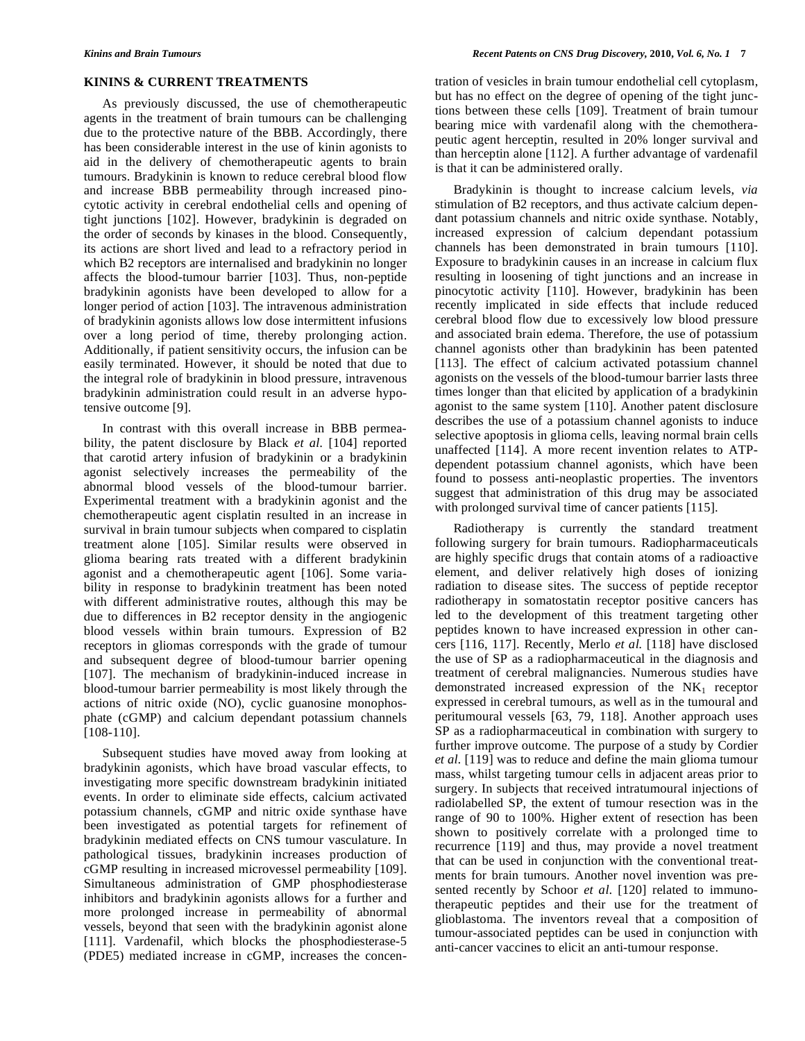## KININS & CURRENT TREATMENTS

As previously discussed, the use of chemotherapeutic agents in the treatment of brain tumours can be challenging due to the protective nature of the BBB. Accordingly, there has been considerable interest in the use of kinin agonists to aid in the delivery of chemotherapeutic agents to brain tumours. Bradykinin is known to reduce cerebral blood flow and increase BBB permeability through increased pinocytotic activity in cerebral endothelial cells and opening of tight junctions [102]. However, bradykinin is degraded on the order of seconds by kinases in the blood. Consequently, its actions are short lived and lead to a refractory period in which B2 receptors are internalised and bradykinin no longer affects the blood-tumour barrier [103]. Thus, non-peptide bradykinin agonists have been developed to allow for a longer period of action [103]. The intravenous administration of bradykinin agonists allows low dose intermittent infusions over a long period of time, thereby prolonging action. Additionally, if patient sensitivity occurs, the infusion can be easily terminated. However, it should be noted that due to the integral role of bradykinin in blood pressure, intravenous bradykinin administration could result in an adverse hypotensive outcome [9].

In contrast with this overall increase in BBB permeability, the patent disclosure by Black *et al.* [104] reported that carotid artery infusion of bradykinin or a bradykinin agonist selectively increases the permeability of the abnormal blood vessels of the blood-tumour barrier. Experimental treatment with a bradykinin agonist and the chemotherapeutic agent cisplatin resulted in an increase in survival in brain tumour subjects when compared to cisplatin treatment alone [105]. Similar results were observed in glioma bearing rats treated with a different bradykinin agonist and a chemotherapeutic agent [106]. Some variability in response to bradykinin treatment has been noted with different administrative routes, although this may be due to differences in B2 receptor density in the angiogenic blood vessels within brain tumours. Expression of B2 receptors in gliomas corresponds with the grade of tumour and subsequent degree of blood-tumour barrier opening [107]. The mechanism of bradykinin-induced increase in blood-tumour barrier permeability is most likely through the actions of nitric oxide (NO), cyclic guanosine monophosphate (cGMP) and calcium dependant potassium channels [108-110].

Subsequent studies have moved away from looking at bradykinin agonists, which have broad vascular effects, to investigating more specific downstream bradykinin initiated events. In order to eliminate side effects, calcium activated potassium channels, cGMP and nitric oxide synthase have been investigated as potential targets for refinement of bradykinin mediated effects on CNS tumour vasculature. In pathological tissues, bradykinin increases production of cGMP resulting in increased microvessel permeability [109]. Simultaneous administration of GMP phosphodiesterase inhibitors and bradykinin agonists allows for a further and more prolonged increase in permeability of abnormal vessels, beyond that seen with the bradykinin agonist alone [111]. Vardenafil, which blocks the phosphodiesterase-5 (PDE5) mediated increase in cGMP, increases the concentration of vesicles in brain tumour endothelial cell cytoplasm, but has no effect on the degree of opening of the tight junctions between these cells [109]. Treatment of brain tumour bearing mice with vardenafil along with the chemotherapeutic agent herceptin, resulted in 20% longer survival and than herceptin alone [112]. A further advantage of vardenafil is that it can be administered orally.

Bradykinin is thought to increase calcium levels, *via* stimulation of B2 receptors, and thus activate calcium dependant potassium channels and nitric oxide synthase. Notably, increased expression of calcium dependant potassium channels has been demonstrated in brain tumours [110]. Exposure to bradykinin causes in an increase in calcium flux resulting in loosening of tight junctions and an increase in pinocytotic activity [110]. However, bradykinin has been recently implicated in side effects that include reduced cerebral blood flow due to excessively low blood pressure and associated brain edema. Therefore, the use of potassium channel agonists other than bradykinin has been patented [113]. The effect of calcium activated potassium channel agonists on the vessels of the blood-tumour barrier lasts three times longer than that elicited by application of a bradykinin agonist to the same system [110]. Another patent disclosure describes the use of a potassium channel agonists to induce selective apoptosis in glioma cells, leaving normal brain cells unaffected [114]. A more recent invention relates to ATP-dependent potassium channel agonists, which have been found to possess anti-neoplastic properties. The inventors suggest that administration of this drug may be associated with prolonged survival time of cancer patients [115].

Radiotherapy is currently the standard treatment following surgery for brain tumours. Radiopharmaceuticals are highly specific drugs that contain atoms of a radioactive element, and deliver relatively high doses of ionizing radiation to disease sites. The success of peptide receptor radiotherapy in somatostatin receptor positive cancers has led to the development of this treatment targeting other peptides known to have increased expression in other cancers [116, 117]. Recently, Merlo *et al.* [118] have disclosed the use of SP as a radiopharmaceutical in the diagnosis and treatment of cerebral malignancies. Numerous studies have demonstrated increased expression of the $NK_1$ receptor expressed in cerebral tumours, as well as in the tumoural and peritumoural vessels [63, 79, 118]. Another approach uses SP as a radiopharmaceutical in combination with surgery to further improve outcome. The purpose of a study by Cordier *et al.* [119] was to reduce and define the main glioma tumour mass, whilst targeting tumour cells in adjacent areas prior to surgery. In subjects that received intratumoural injections of radiolabelled SP, the extent of tumour resection was in the range of 90 to 100%. Higher extent of resection has been shown to positively correlate with a prolonged time to recurrence [119] and thus, may provide a novel treatment that can be used in conjunction with the conventional treatments for brain tumours. Another novel invention was presented recently by Schoor *et al.* [120] related to immunotherapeutic peptides and their use for the treatment of glioblastoma. The inventors reveal that a composition of tumour-associated peptides can be used in conjunction with anti-cancer vaccines to elicit an anti-tumour response.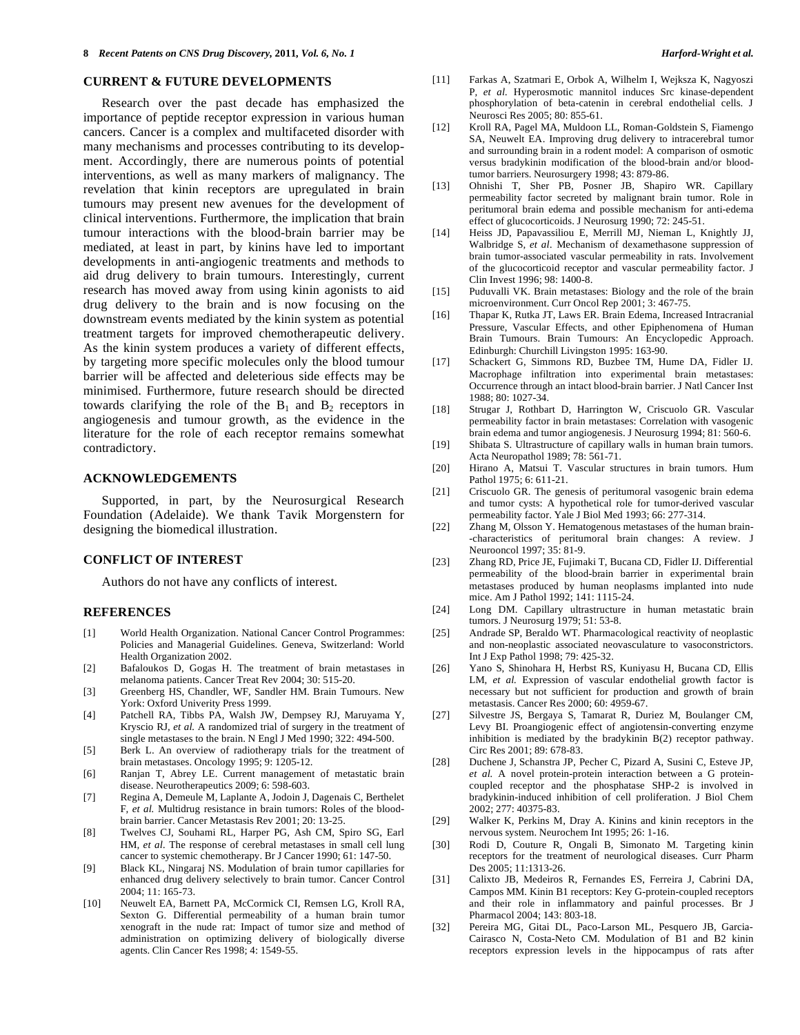## CURRENT & FUTURE DEVELOPMENTS

Research over the past decade has emphasized the importance of peptide receptor expression in various human cancers. Cancer is a complex and multifaceted disorder with many mechanisms and processes contributing to its development. Accordingly, there are numerous points of potential interventions, as well as many markers of malignancy. The revelation that kinin receptors are upregulated in brain tumours may present new avenues for the development of clinical interventions. Furthermore, the implication that brain tumour interactions with the blood-brain barrier may be mediated, at least in part, by kinins have led to important developments in anti-angiogenic treatments and methods to aid drug delivery to brain tumours. Interestingly, current research has moved away from using kinin agonists to aid drug delivery to the brain and is now focusing on the downstream events mediated by the kinin system as potential treatment targets for improved chemotherapeutic delivery. As the kinin system produces a variety of different effects, by targeting more specific molecules only the blood tumour barrier will be affected and deleterious side effects may be minimised. Furthermore, future research should be directed towards clarifying the role of the $B_1$ and $B_2$ receptors in angiogenesis and tumour growth, as the evidence in the literature for the role of each receptor remains somewhat contradictory.

## ACKNOWLEDGEMENTS

Supported, in part, by the Neurosurgical Research Foundation (Adelaide). We thank Tavik Morgenstern for designing the biomedical illustration.

## CONFLICT OF INTEREST

Authors do not have any conflicts of interest.

## REFERENCES

[1] World Health Organization. National Cancer Control Programmes: Policies and Managerial Guidelines. Geneva, Switzerland: World Health Organization 2002.

[2] Bafaloukos D, Gogas H. The treatment of brain metastases in melanoma patients. Cancer Treat Rev 2004; 30: 515-20.

[3] Greenberg HS, Chandler, WF, Sandler HM. Brain Tumours. New York: Oxford Univerity Press 1999.

[4] Patchell RA, Tibbs PA, Walsh JW, Dempsey RJ, Maruyama Y, Kryscio RJ, *et al.* A randomized trial of surgery in the treatment of single metastases to the brain. N Engl J Med 1990; 322: 494-500.

[5] Berk L. An overview of radiotherapy trials for the treatment of brain metastases. Oncology 1995; 9: 1205-12.

[6] Ranjan T, Abrey LE. Current management of metastatic brain disease. Neurotherapeutics 2009; 6: 598-603.

[7] Regina A, Demeule M, Laplante A, Jodoin J, Dagenais C, Berthelet F, *et al.* Multidrug resistance in brain tumors: Roles of the blood-brain barrier. Cancer Metastasis Rev 2001; 20: 13-25.

[8] Twelves CJ, Souhami RL, Harper PG, Ash CM, Spiro SG, Earl HM, *et al*. The response of cerebral metastases in small cell lung cancer to systemic chemotherapy. Br J Cancer 1990; 61: 147-50.

[9] Black KL, Ningaraj NS. Modulation of brain tumor capillaries for enhanced drug delivery selectively to brain tumor. Cancer Control 2004; 11: 165-73.

[10] Neuwelt EA, Barnett PA, McCormick CI, Remsen LG, Kroll RA, Sexton G. Differential permeability of a human brain tumor xenograft in the nude rat: Impact of tumor size and method of administration on optimizing delivery of biologically diverse agents. Clin Cancer Res 1998; 4: 1549-55.

[11] Farkas A, Szatmari E, Orbok A, Wilhelm I, Wejksza K, Nagyoszi P, *et al.* Hyperosmotic mannitol induces Src kinase-dependent phosphorylation of beta-catenin in cerebral endothelial cells. J Neurosci Res 2005; 80: 855-61.

[12] Kroll RA, Pagel MA, Muldoon LL, Roman-Goldstein S, Fiamengo SA, Neuwelt EA. Improving drug delivery to intracerebral tumor and surrounding brain in a rodent model: A comparison of osmotic versus bradykinin modification of the blood-brain and/or blood-tumor barriers. Neurosurgery 1998; 43: 879-86.

[13] Ohnishi T, Sher PB, Posner JB, Shapiro WR. Capillary permeability factor secreted by malignant brain tumor. Role in peritumoral brain edema and possible mechanism for anti-edema effect of glucocorticoids. J Neurosurg 1990; 72: 245-51.

[14] Heiss JD, Papavassiliou E, Merrill MJ, Nieman L, Knightly JJ, Walbridge S, *et al*. Mechanism of dexamethasone suppression of brain tumor-associated vascular permeability in rats. Involvement of the glucocorticoid receptor and vascular permeability factor. J Clin Invest 1996; 98: 1400-8.

[15] Puduvalli VK. Brain metastases: Biology and the role of the brain microenvironment. Curr Oncol Rep 2001; 3: 467-75.

[16] Thapar K, Rutka JT, Laws ER. Brain Edema, Increased Intracranial Pressure, Vascular Effects, and other Epiphenomena of Human Brain Tumours. Brain Tumours: An Encyclopedic Approach. Edinburgh: Churchill Livingston 1995: 163-90.

[17] Schackert G, Simmons RD, Buzbee TM, Hume DA, Fidler IJ. Macrophage infiltration into experimental brain metastases: Occurrence through an intact blood-brain barrier. J Natl Cancer Inst 1988; 80: 1027-34.

[18] Strugar J, Rothbart D, Harrington W, Criscuolo GR. Vascular permeability factor in brain metastases: Correlation with vasogenic brain edema and tumor angiogenesis. J Neurosurg 1994; 81: 560-6.

[19] Shibata S. Ultrastructure of capillary walls in human brain tumors. Acta Neuropathol 1989; 78: 561-71.

[20] Hirano A, Matsui T. Vascular structures in brain tumors. Hum Pathol 1975; 6: 611-21.

[21] Criscuolo GR. The genesis of peritumoral vasogenic brain edema and tumor cysts: A hypothetical role for tumor-derived vascular permeability factor. Yale J Biol Med 1993; 66: 277-314.

[22] Zhang M, Olsson Y. Hematogenous metastases of the human brain--characteristics of peritumoral brain changes: A review. J Neurooncol 1997; 35: 81-9.

[23] Zhang RD, Price JE, Fujimaki T, Bucana CD, Fidler IJ. Differential permeability of the blood-brain barrier in experimental brain metastases produced by human neoplasms implanted into nude mice. Am J Pathol 1992; 141: 1115-24.

[24] Long DM. Capillary ultrastructure in human metastatic brain tumors. J Neurosurg 1979; 51: 53-8.

[25] Andrade SP, Beraldo WT. Pharmacological reactivity of neoplastic and non-neoplastic associated neovasculature to vasoconstrictors. Int J Exp Pathol 1998; 79: 425-32.

[26] Yano S, Shinohara H, Herbst RS, Kuniyasu H, Bucana CD, Ellis LM, *et al.* Expression of vascular endothelial growth factor is necessary but not sufficient for production and growth of brain metastasis. Cancer Res 2000; 60: 4959-67.

[27] Silvestre JS, Bergaya S, Tamarat R, Duriez M, Boulanger CM, Levy BI. Proangiogenic effect of angiotensin-converting enzyme inhibition is mediated by the bradykinin B(2) receptor pathway. Circ Res 2001; 89: 678-83.

[28] Duchene J, Schanstra JP, Pecher C, Pizard A, Susini C, Esteve JP, *et al.* A novel protein-protein interaction between a G protein-coupled receptor and the phosphatase SHP-2 is involved in bradykinin-induced inhibition of cell proliferation. J Biol Chem 2002; 277: 40375-83.

[29] Walker K, Perkins M, Dray A. Kinins and kinin receptors in the nervous system. Neurochem Int 1995; 26: 1-16.

[30] Rodi D, Couture R, Ongali B, Simonato M. Targeting kinin receptors for the treatment of neurological diseases. Curr Pharm Des 2005; 11:1313-26.

[31] Calixto JB, Medeiros R, Fernandes ES, Ferreira J, Cabrini DA, Campos MM. Kinin B1 receptors: Key G-protein-coupled receptors and their role in inflammatory and painful processes. Br J Pharmacol 2004; 143: 803-18.

[32] Pereira MG, Gitai DL, Paco-Larson ML, Pesquero JB, Garcia-Cairasco N, Costa-Neto CM. Modulation of B1 and B2 kinin receptors expression levels in the hippocampus of rats after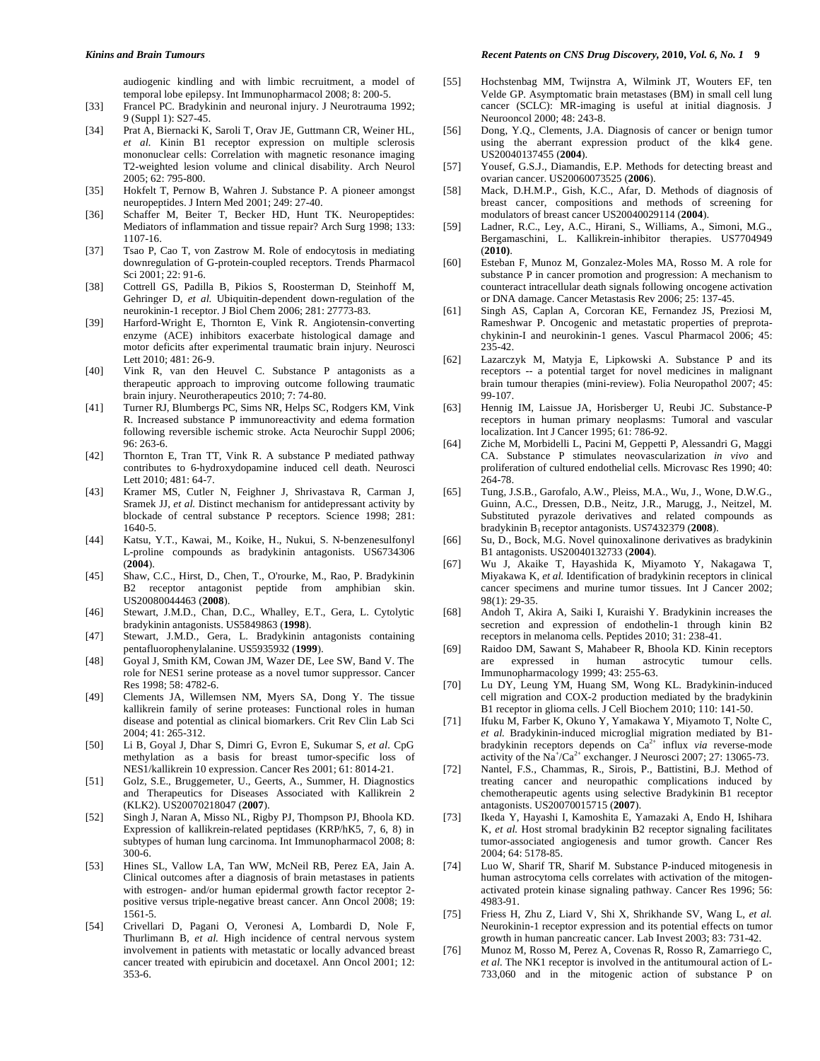audiogenic kindling and with limbic recruitment, a model of temporal lobe epilepsy. Int Immunopharmacol 2008; 8: 200-5.

[33] Francel PC. Bradykinin and neuronal injury. J Neurotrauma 1992; 9 (Suppl 1): S27-45.

[34] Prat A, Biernacki K, Saroli T, Orav JE, Guttmann CR, Weiner HL, *et al.* Kinin B1 receptor expression on multiple sclerosis mononuclear cells: Correlation with magnetic resonance imaging T2-weighted lesion volume and clinical disability. Arch Neurol 2005; 62: 795-800.

[35] Hokfelt T, Pernow B, Wahren J. Substance P. A pioneer amongst neuropeptides. J Intern Med 2001; 249: 27-40.

[36] Schaffer M, Beiter T, Becker HD, Hunt TK. Neuropeptides: Mediators of inflammation and tissue repair? Arch Surg 1998; 133: 1107-16.

[37] Tsao P, Cao T, von Zastrow M. Role of endocytosis in mediating downregulation of G-protein-coupled receptors. Trends Pharmacol Sci 2001; 22: 91-6.

[38] Cottrell GS, Padilla B, Pikios S, Roosterman D, Steinhoff M, Gehringer D, *et al.* Ubiquitin-dependent down-regulation of the neurokinin-1 receptor. J Biol Chem 2006; 281: 27773-83.

[39] Harford-Wright E, Thornton E, Vink R. Angiotensin-converting enzyme (ACE) inhibitors exacerbate histological damage and motor deficits after experimental traumatic brain injury. Neurosci Lett 2010; 481: 26-9.

[40] Vink R, van den Heuvel C. Substance P antagonists as a therapeutic approach to improving outcome following traumatic brain injury. Neurotherapeutics 2010; 7: 74-80.

[41] Turner RJ, Blumbergs PC, Sims NR, Helps SC, Rodgers KM, Vink R. Increased substance P immunoreactivity and edema formation following reversible ischemic stroke. Acta Neurochir Suppl 2006; 96: 263-6.

[42] Thornton E, Tran TT, Vink R. A substance P mediated pathway contributes to 6-hydroxydopamine induced cell death. Neurosci Lett 2010; 481: 64-7.

[43] Kramer MS, Cutler N, Feighner J, Shrivastava R, Carman J, Sramek JJ, *et al.* Distinct mechanism for antidepressant activity by blockade of central substance P receptors. Science 1998; 281: 1640-5.

[44] Katsu, Y.T., Kawai, M., Koike, H., Nukui, S. N-benzenesulfonyl L-proline compounds as bradykinin antagonists. US6734306 (**2004**).

[45] Shaw, C.C., Hirst, D., Chen, T., O'rourke, M., Rao, P. Bradykinin B2 receptor antagonist peptide from amphibian skin. US20080044463 (**2008**).

[46] Stewart, J.M.D., Chan, D.C., Whalley, E.T., Gera, L. Cytolytic bradykinin antagonists. US5849863 (**1998**).

[47] Stewart, J.M.D., Gera, L. Bradykinin antagonists containing pentafluorophenylalanine. US5935932 (**1999**).

[48] Goyal J, Smith KM, Cowan JM, Wazer DE, Lee SW, Band V. The role for NES1 serine protease as a novel tumor suppressor. Cancer Res 1998; 58: 4782-6.

[49] Clements JA, Willemsen NM, Myers SA, Dong Y. The tissue kallikrein family of serine proteases: Functional roles in human disease and potential as clinical biomarkers. Crit Rev Clin Lab Sci 2004; 41: 265-312.

[50] Li B, Goyal J, Dhar S, Dimri G, Evron E, Sukumar S, *et al.* CpG methylation as a basis for breast tumor-specific loss of NES1/kallikrein 10 expression. Cancer Res 2001; 61: 8014-21.

[51] Golz, S.E., Bruggemeter, U., Geerts, A., Summer, H. Diagnostics and Therapeutics for Diseases Associated with Kallikrein 2 (KLK2). US20070218047 (**2007**).

[52] Singh J, Naran A, Misso NL, Rigby PJ, Thompson PJ, Bhoola KD. Expression of kallikrein-related peptidases (KRP/hK5, 7, 6, 8) in subtypes of human lung carcinoma. Int Immunopharmacol 2008; 8: 300-6.

[53] Hines SL, Vallow LA, Tan WW, McNeil RB, Perez EA, Jain A. Clinical outcomes after a diagnosis of brain metastases in patients with estrogen- and/or human epidermal growth factor receptor 2-positive versus triple-negative breast cancer. Ann Oncol 2008; 19: 1561-5.

[54] Crivellari D, Pagani O, Veronesi A, Lombardi D, Nole F, Thurlimann B, *et al.* High incidence of central nervous system involvement in patients with metastatic or locally advanced breast cancer treated with epirubicin and docetaxel. Ann Oncol 2001; 12: 353-6.

[55] Hochstenbag MM, Twijnstra A, Wilmink JT, Wouters EF, ten Velde GP. Asymptomatic brain metastases (BM) in small cell lung cancer (SCLC): MR-imaging is useful at initial diagnosis. J Neurooncol 2000; 48: 243-8.

[56] Dong, Y.Q., Clements, J.A. Diagnosis of cancer or benign tumor using the aberrant expression product of the klk4 gene. US20040137455 (**2004**).

[57] Yousef, G.S.J., Diamandis, E.P. Methods for detecting breast and ovarian cancer. US20060073525 (**2006**).

[58] Mack, D.H.M.P., Gish, K.C., Afar, D. Methods of diagnosis of breast cancer, compositions and methods of screening for modulators of breast cancer US20040029114 (**2004**).

[59] Ladner, R.C., Ley, A.C., Hirani, S., Williams, A., Simoni, M.G., Bergamaschini, L. Kallikrein-inhibitor therapies. US7704949 (**2010**).

[60] Esteban F, Munoz M, Gonzalez-Moles MA, Rosso M. A role for substance P in cancer promotion and progression: A mechanism to counteract intracellular death signals following oncogene activation or DNA damage. Cancer Metastasis Rev 2006; 25: 137-45.

[61] Singh AS, Caplan A, Corcoran KE, Fernandez JS, Preziosi M, Rameshwar P. Oncogenic and metastatic properties of preprotachykinin-I and neurokinin-1 genes. Vascul Pharmacol 2006; 45: 235-42.

[62] Lazarczyk M, Matyja E, Lipkowski A. Substance P and its receptors -- a potential target for novel medicines in malignant brain tumour therapies (mini-review). Folia Neuropathol 2007; 45: 99-107.

[63] Hennig IM, Laissue JA, Horisberger U, Reubi JC. Substance-P receptors in human primary neoplasms: Tumoral and vascular localization. Int J Cancer 1995; 61: 786-92.

[64] Ziche M, Morbidelli L, Pacini M, Geppetti P, Alessandri G, Maggi CA. Substance P stimulates neovascularization *in vivo* and proliferation of cultured endothelial cells. Microvasc Res 1990; 40: 264-78.

[65] Tung, J.S.B., Garofalo, A.W., Pleiss, M.A., Wu, J., Wone, D.W.G., Guinn, A.C., Dressen, D.B., Neitz, J.R., Marugg, J., Neitzel, M. Substituted pyrazole derivatives and related compounds as bradykinin $B_1$ receptor antagonists. US7432379 (**2008**).

[66] Su, D., Bock, M.G. Novel quinoxalinone derivatives as bradykinin B1 antagonists. US20040132733 (**2004**).

[67] Wu J, Akaike T, Hayashida K, Miyamoto Y, Nakagawa T, Miyakawa K, *et al.* Identification of bradykinin receptors in clinical cancer specimens and murine tumor tissues. Int J Cancer 2002; 98(1): 29-35.

[68] Andoh T, Akira A, Saiki I, Kuraishi Y. Bradykinin increases the secretion and expression of endothelin-1 through kinin B2 receptors in melanoma cells. Peptides 2010; 31: 238-41.

[69] Raidoo DM, Sawant S, Mahabeer R, Bhoola KD. Kinin receptors are expressed in human astrocytic tumour cells. Immunopharmacology 1999; 43: 255-63.

[70] Lu DY, Leung YM, Huang SM, Wong KL. Bradykinin-induced cell migration and COX-2 production mediated by the bradykinin B1 receptor in glioma cells. J Cell Biochem 2010; 110: 141-50.

[71] Ifuku M, Farber K, Okuno Y, Yamakawa Y, Miyamoto T, Nolte C, *et al.* Bradykinin-induced microglial migration mediated by B1-bradykinin receptors depends on $Ca^{2+}$ influx *via* reverse-mode activity of the $Na^+/Ca^{2+}$ exchanger. J Neurosci 2007; 27: 13065-73.

[72] Nantel, F.S., Chammas, R., Sirois, P., Battistini, B.J. Method of treating cancer and neuropathic complications induced by chemotherapeutic agents using selective Bradykinin B1 receptor antagonists. US20070015715 (**2007**).

[73] Ikeda Y, Hayashi I, Kamoshita E, Yamazaki A, Endo H, Ishihara K, *et al.* Host stromal bradykinin B2 receptor signaling facilitates tumor-associated angiogenesis and tumor growth. Cancer Res 2004; 64: 5178-85.

[74] Luo W, Sharif TR, Sharif M. Substance P-induced mitogenesis in human astrocytoma cells correlates with activation of the mitogen-activated protein kinase signaling pathway. Cancer Res 1996; 56: 4983-91.

[75] Friess H, Zhu Z, Liard V, Shi X, Shrikhande SV, Wang L, *et al.* Neurokinin-1 receptor expression and its potential effects on tumor growth in human pancreatic cancer. Lab Invest 2003; 83: 731-42.

[76] Munoz M, Rosso M, Perez A, Covenas R, Rosso R, Zamarriego C, *et al.* The NK1 receptor is involved in the antitumoural action of L-733,060 and in the mitogenic action of substance P on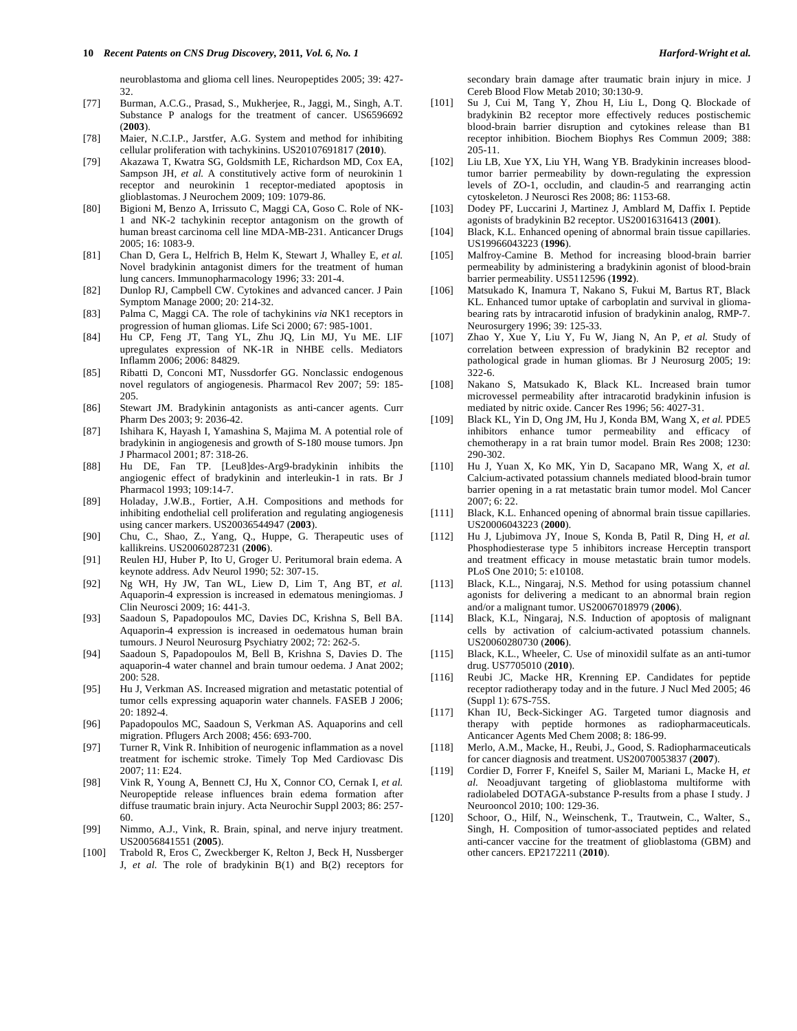neuroblastoma and glioma cell lines. Neuropeptides 2005; 39: 427-32.

[77] Burman, A.C.G., Prasad, S., Mukherjee, R., Jaggi, M., Singh, A.T. Substance P analogs for the treatment of cancer. US6596692 (**2003**).

[78] Maier, N.C.I.P., Jarstfer, A.G. System and method for inhibiting cellular proliferation with tachykinins. US20107691817 (**2010**).

[79] Akazawa T, Kwatra SG, Goldsmith LE, Richardson MD, Cox EA, Sampson JH, *et al.* A constitutively active form of neurokinin 1 receptor and neurokinin 1 receptor-mediated apoptosis in glioblastomas. J Neurochem 2009; 109: 1079-86.

[80] Bigioni M, Benzo A, Irrissuto C, Maggi CA, Goso C. Role of NK-1 and NK-2 tachykinin receptor antagonism on the growth of human breast carcinoma cell line MDA-MB-231. Anticancer Drugs 2005; 16: 1083-9.

[81] Chan D, Gera L, Helfrich B, Helm K, Stewart J, Whalley E, *et al.* Novel bradykinin antagonist dimers for the treatment of human lung cancers. Immunopharmacology 1996; 33: 201-4.

[82] Dunlop RJ, Campbell CW. Cytokines and advanced cancer. J Pain Symptom Manage 2000; 20: 214-32.

[83] Palma C, Maggi CA. The role of tachykinins *via* NK1 receptors in progression of human gliomas. Life Sci 2000; 67: 985-1001.

[84] Hu CP, Feng JT, Tang YL, Zhu JQ, Lin MJ, Yu ME. LIF upregulates expression of NK-1R in NHBE cells. Mediators Inflamm 2006; 2006: 84829.

[85] Ribatti D, Conconi MT, Nussdorfer GG. Nonclassic endogenous novel regulators of angiogenesis. Pharmacol Rev 2007; 59: 185-205.

[86] Stewart JM. Bradykinin antagonists as anti-cancer agents. Curr Pharm Des 2003; 9: 2036-42.

[87] Ishihara K, Hayash I, Yamashina S, Majima M. A potential role of bradykinin in angiogenesis and growth of S-180 mouse tumors. Jpn J Pharmacol 2001; 87: 318-26.

[88] Hu DE, Fan TP. [Leu8]des-Arg9-bradykinin inhibits the angiogenic effect of bradykinin and interleukin-1 in rats. Br J Pharmacol 1993; 109:14-7.

[89] Holaday, J.W.B., Fortier, A.H. Compositions and methods for inhibiting endothelial cell proliferation and regulating angiogenesis using cancer markers. US20036544947 (**2003**).

[90] Chu, C., Shao, Z., Yang, Q., Huppe, G. Therapeutic uses of kallikreins. US20060287231 (**2006**).

[91] Reulen HJ, Huber P, Ito U, Groger U. Peritumoral brain edema. A keynote address. Adv Neurol 1990; 52: 307-15.

[92] Ng WH, Hy JW, Tan WL, Liew D, Lim T, Ang BT, *et al.* Aquaporin-4 expression is increased in edematous meningiomas. J Clin Neurosci 2009; 16: 441-3.

[93] Saadoun S, Papadopoulos MC, Davies DC, Krishna S, Bell BA. Aquaporin-4 expression is increased in oedematous human brain tumours. J Neurol Neurosurg Psychiatry 2002; 72: 262-5.

[94] Saadoun S, Papadopoulos M, Bell B, Krishna S, Davies D. The aquaporin-4 water channel and brain tumour oedema. J Anat 2002; 200: 528.

[95] Hu J, Verkman AS. Increased migration and metastatic potential of tumor cells expressing aquaporin water channels. FASEB J 2006; 20: 1892-4.

[96] Papadopoulos MC, Saadoun S, Verkman AS. Aquaporins and cell migration. Pflugers Arch 2008; 456: 693-700.

[97] Turner R, Vink R. Inhibition of neurogenic inflammation as a novel treatment for ischemic stroke. Timely Top Med Cardiovasc Dis 2007; 11: E24.

[98] Vink R, Young A, Bennett CJ, Hu X, Connor CO, Cernak I, *et al.* Neuropeptide release influences brain edema formation after diffuse traumatic brain injury. Acta Neurochir Suppl 2003; 86: 257-60.

[99] Nimmo, A.J., Vink, R. Brain, spinal, and nerve injury treatment. US20056841551 (**2005**).

[100] Trabold R, Eros C, Zweckberger K, Relton J, Beck H, Nussberger J, *et al.* The role of bradykinin B(1) and B(2) receptors for secondary brain damage after traumatic brain injury in mice. J Cereb Blood Flow Metab 2010; 30:130-9.

[101] Su J, Cui M, Tang Y, Zhou H, Liu L, Dong Q. Blockade of bradykinin B2 receptor more effectively reduces postischemic blood-brain barrier disruption and cytokines release than B1 receptor inhibition. Biochem Biophys Res Commun 2009; 388: 205-11.

[102] Liu LB, Xue YX, Liu YH, Wang YB. Bradykinin increases blood-tumor barrier permeability by down-regulating the expression levels of ZO-1, occludin, and claudin-5 and rearranging actin cytoskeleton. J Neurosci Res 2008; 86: 1153-68.

[103] Dodey PF, Luccarini J, Martinez J, Amblard M, Daffix I. Peptide agonists of bradykinin B2 receptor. US20016316413 (**2001**).

[104] Black, K.L. Enhanced opening of abnormal brain tissue capillaries. US19966043223 (**1996**).

[105] Malfroy-Camine B. Method for increasing blood-brain barrier permeability by administering a bradykinin agonist of blood-brain barrier permeability. US5112596 (**1992**).

[106] Matsukado K, Inamura T, Nakano S, Fukui M, Bartus RT, Black KL. Enhanced tumor uptake of carboplatin and survival in glioma-bearing rats by intracarotid infusion of bradykinin analog, RMP-7. Neurosurgery 1996; 39: 125-33.

[107] Zhao Y, Xue Y, Liu Y, Fu W, Jiang N, An P, *et al.* Study of correlation between expression of bradykinin B2 receptor and pathological grade in human gliomas. Br J Neurosurg 2005; 19: 322-6.

[108] Nakano S, Matsukado K, Black KL. Increased brain tumor microvessel permeability after intracarotid bradykinin infusion is mediated by nitric oxide. Cancer Res 1996; 56: 4027-31.

[109] Black KL, Yin D, Ong JM, Hu J, Konda BM, Wang X, *et al.* PDE5 inhibitors enhance tumor permeability and efficacy of chemotherapy in a rat brain tumor model. Brain Res 2008; 1230: 290-302.

[110] Hu J, Yuan X, Ko MK, Yin D, Sacapano MR, Wang X, *et al.* Calcium-activated potassium channels mediated blood-brain tumor barrier opening in a rat metastatic brain tumor model. Mol Cancer 2007; 6: 22.

[111] Black, K.L. Enhanced opening of abnormal brain tissue capillaries. US20006043223 (**2000**).

[112] Hu J, Ljubimova JY, Inoue S, Konda B, Patil R, Ding H, *et al.* Phosphodiesterase type 5 inhibitors increase Herceptin transport and treatment efficacy in mouse metastatic brain tumor models. PLoS One 2010; 5: e10108.

[113] Black, K.L., Ningaraj, N.S. Method for using potassium channel agonists for delivering a medicant to an abnormal brain region and/or a malignant tumor. US20067018979 (**2006**).

[114] Black, K.L, Ningaraj, N.S. Induction of apoptosis of malignant cells by activation of calcium-activated potassium channels. US20060280730 (**2006**).

[115] Black, K.L., Wheeler, C. Use of minoxidil sulfate as an anti-tumor drug. US7705010 (**2010**).

[116] Reubi JC, Macke HR, Krenning EP. Candidates for peptide receptor radiotherapy today and in the future. J Nucl Med 2005; 46 (Suppl 1): 67S-75S.

[117] Khan IU, Beck-Sickinger AG. Targeted tumor diagnosis and therapy with peptide hormones as radiopharmaceuticals. Anticancer Agents Med Chem 2008; 8: 186-99.

[118] Merlo, A.M., Macke, H., Reubi, J., Good, S. Radiopharmaceuticals for cancer diagnosis and treatment. US20070053837 (**2007**).

[119] Cordier D, Forrer F, Kneifel S, Sailer M, Mariani L, Macke H, *et al.* Neoadjuvant targeting of glioblastoma multiforme with radiolabeled DOTAGA-substance P-results from a phase I study. J Neurooncol 2010; 100: 129-36.

[120] Schoor, O., Hilf, N., Weinschenk, T., Trautwein, C., Walter, S., Singh, H. Composition of tumor-associated peptides and related anti-cancer vaccine for the treatment of glioblastoma (GBM) and other cancers. EP2172211 (**2010**).